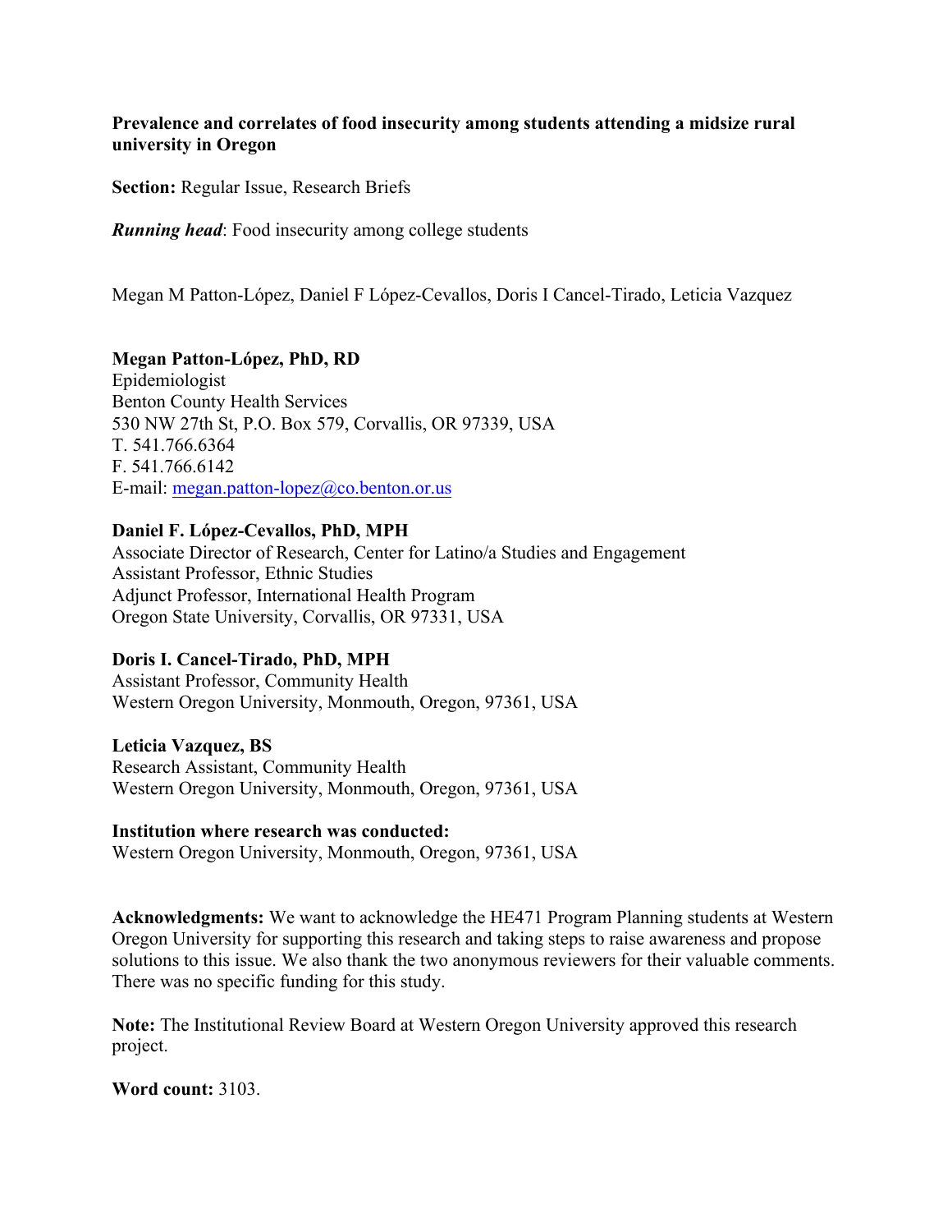**Prevalence and correlates of food insecurity among students attending a midsize rural university in Oregon**

**Section:** Regular Issue, Research Briefs

***Running head***: Food insecurity among college students

Megan M Patton-López, Daniel F López-Cevallos, Doris I Cancel-Tirado, Leticia Vazquez

**Megan Patton-López, PhD, RD**
Epidemiologist
Benton County Health Services
530 NW 27th St, P.O. Box 579, Corvallis, OR 97339, USA
T. 541.766.6364
F. 541.766.6142
E-mail: megan.patton-lopez@co.benton.or.us

**Daniel F. López-Cevallos, PhD, MPH**
Associate Director of Research, Center for Latino/a Studies and Engagement
Assistant Professor, Ethnic Studies
Adjunct Professor, International Health Program
Oregon State University, Corvallis, OR 97331, USA

**Doris I. Cancel-Tirado, PhD, MPH**
Assistant Professor, Community Health
Western Oregon University, Monmouth, Oregon, 97361, USA

**Leticia Vazquez, BS**
Research Assistant, Community Health
Western Oregon University, Monmouth, Oregon, 97361, USA

**Institution where research was conducted:**
Western Oregon University, Monmouth, Oregon, 97361, USA

**Acknowledgments:** We want to acknowledge the HE471 Program Planning students at Western Oregon University for supporting this research and taking steps to raise awareness and propose solutions to this issue. We also thank the two anonymous reviewers for their valuable comments. There was no specific funding for this study.

**Note:** The Institutional Review Board at Western Oregon University approved this research project.

**Word count:** 3103.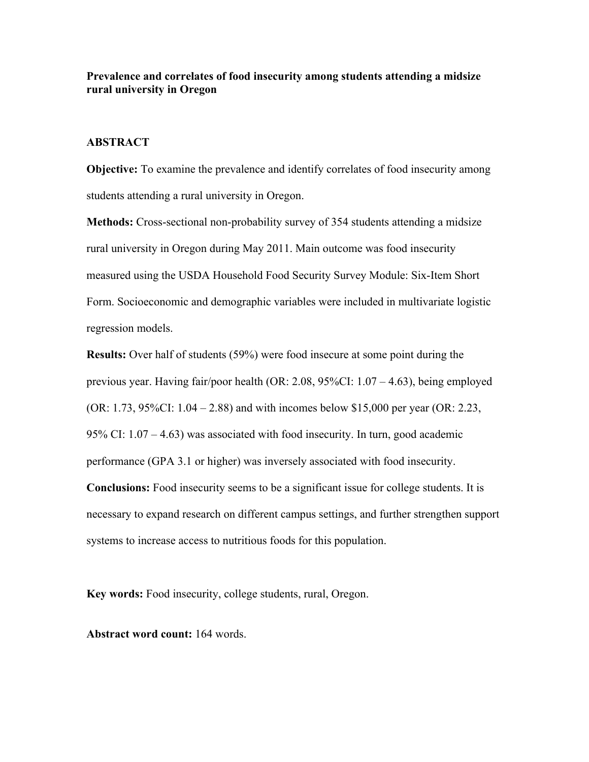**Prevalence and correlates of food insecurity among students attending a midsize rural university in Oregon**

**ABSTRACT**

**Objective:** To examine the prevalence and identify correlates of food insecurity among students attending a rural university in Oregon.

**Methods:** Cross-sectional non-probability survey of 354 students attending a midsize rural university in Oregon during May 2011. Main outcome was food insecurity measured using the USDA Household Food Security Survey Module: Six-Item Short Form. Socioeconomic and demographic variables were included in multivariate logistic regression models.

**Results:** Over half of students (59%) were food insecure at some point during the previous year. Having fair/poor health (OR: 2.08, 95%CI: 1.07 – 4.63), being employed (OR: 1.73, 95%CI: 1.04 – 2.88) and with incomes below $15,000 per year (OR: 2.23, 95% CI: 1.07 – 4.63) was associated with food insecurity. In turn, good academic performance (GPA 3.1 or higher) was inversely associated with food insecurity.

**Conclusions:** Food insecurity seems to be a significant issue for college students. It is necessary to expand research on different campus settings, and further strengthen support systems to increase access to nutritious foods for this population.

**Key words:** Food insecurity, college students, rural, Oregon.

**Abstract word count:** 164 words.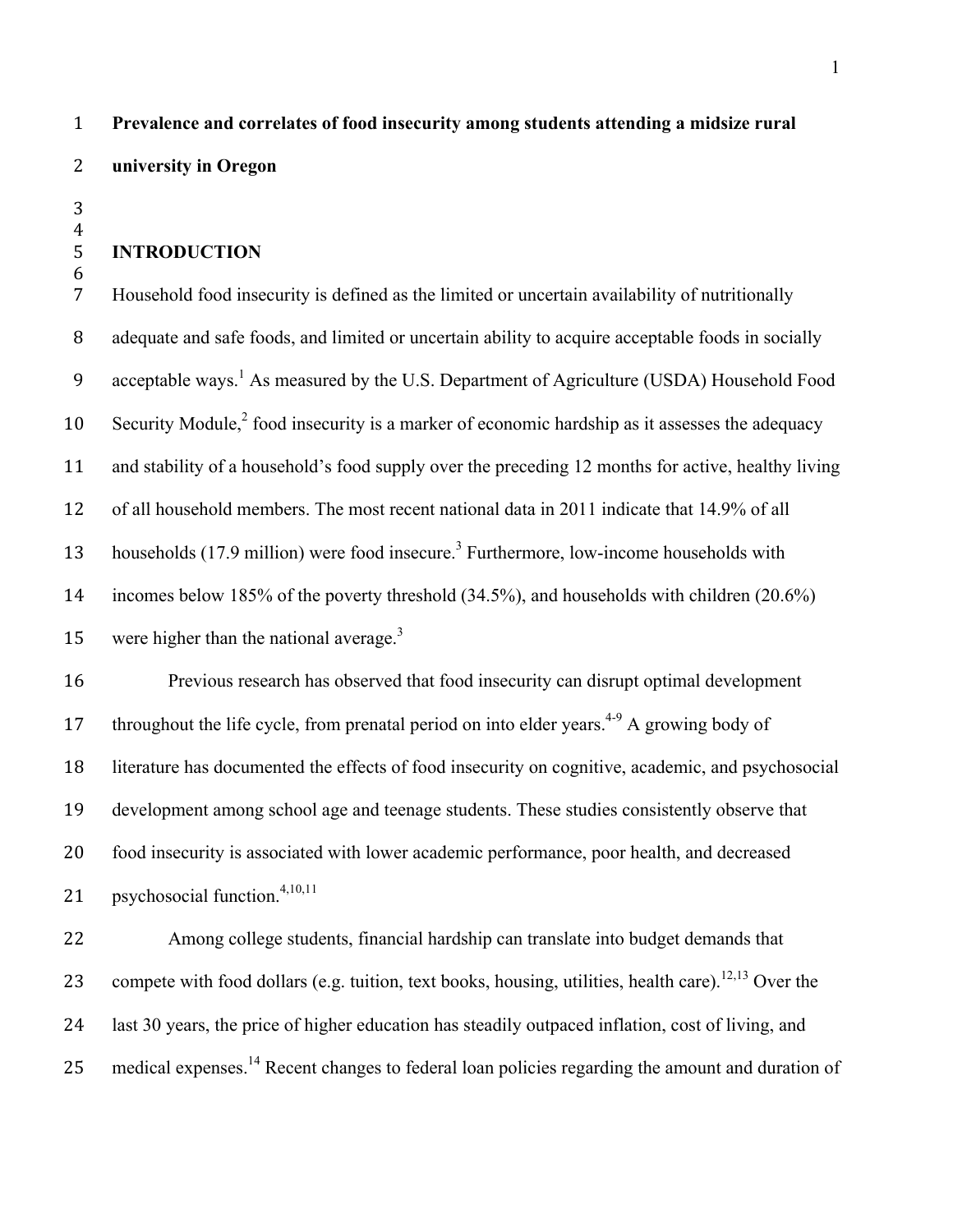**Prevalence and correlates of food insecurity among students attending a midsize rural university in Oregon**

## INTRODUCTION

Household food insecurity is defined as the limited or uncertain availability of nutritionally adequate and safe foods, and limited or uncertain ability to acquire acceptable foods in socially acceptable ways.[1] As measured by the U.S. Department of Agriculture (USDA) Household Food Security Module,[2] food insecurity is a marker of economic hardship as it assesses the adequacy and stability of a household's food supply over the preceding 12 months for active, healthy living of all household members. The most recent national data in 2011 indicate that 14.9% of all households (17.9 million) were food insecure.[3] Furthermore, low-income households with incomes below 185% of the poverty threshold (34.5%), and households with children (20.6%) were higher than the national average.[3]

Previous research has observed that food insecurity can disrupt optimal development throughout the life cycle, from prenatal period on into elder years.[4-9] A growing body of literature has documented the effects of food insecurity on cognitive, academic, and psychosocial development among school age and teenage students. These studies consistently observe that food insecurity is associated with lower academic performance, poor health, and decreased psychosocial function.[4,10,11]

Among college students, financial hardship can translate into budget demands that compete with food dollars (e.g. tuition, text books, housing, utilities, health care).[12,13] Over the last 30 years, the price of higher education has steadily outpaced inflation, cost of living, and medical expenses.[14] Recent changes to federal loan policies regarding the amount and duration of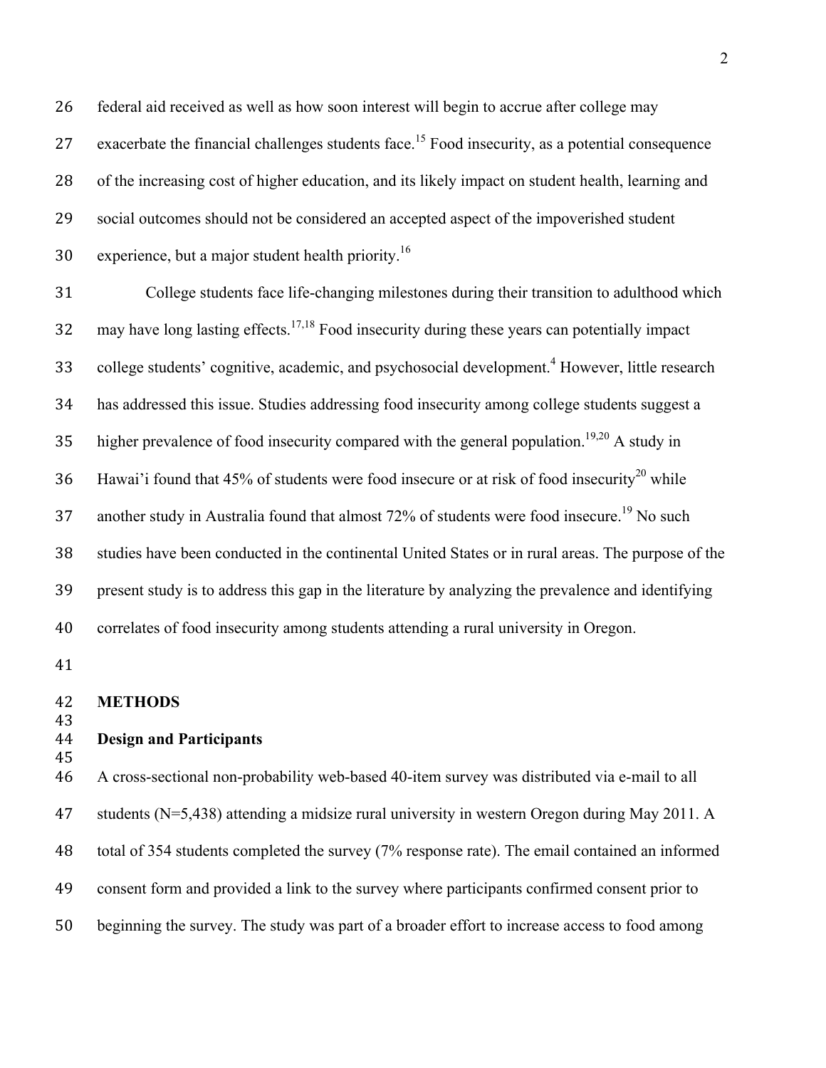federal aid received as well as how soon interest will begin to accrue after college may exacerbate the financial challenges students face.[15] Food insecurity, as a potential consequence of the increasing cost of higher education, and its likely impact on student health, learning and social outcomes should not be considered an accepted aspect of the impoverished student experience, but a major student health priority.[16]

College students face life-changing milestones during their transition to adulthood which may have long lasting effects.[17,18] Food insecurity during these years can potentially impact college students' cognitive, academic, and psychosocial development.[4] However, little research has addressed this issue. Studies addressing food insecurity among college students suggest a higher prevalence of food insecurity compared with the general population.[19,20] A study in Hawai'i found that 45% of students were food insecure or at risk of food insecurity[20] while another study in Australia found that almost 72% of students were food insecure.[19] No such studies have been conducted in the continental United States or in rural areas. The purpose of the present study is to address this gap in the literature by analyzing the prevalence and identifying correlates of food insecurity among students attending a rural university in Oregon.

## METHODS

### Design and Participants

A cross-sectional non-probability web-based 40-item survey was distributed via e-mail to all students (N=5,438) attending a midsize rural university in western Oregon during May 2011. A total of 354 students completed the survey (7% response rate). The email contained an informed consent form and provided a link to the survey where participants confirmed consent prior to beginning the survey. The study was part of a broader effort to increase access to food among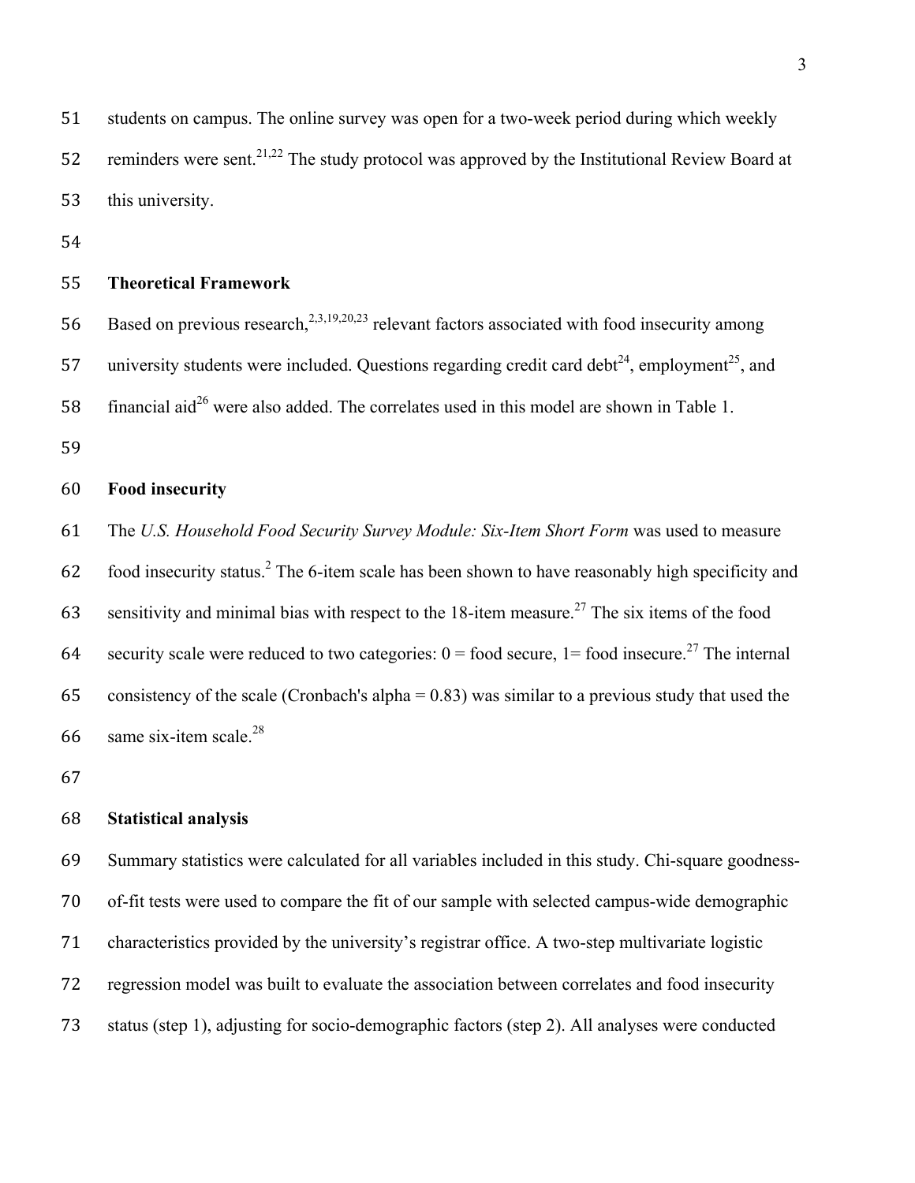students on campus. The online survey was open for a two-week period during which weekly reminders were sent.[21,22] The study protocol was approved by the Institutional Review Board at this university.

## Theoretical Framework

Based on previous research,[2,3,19,20,23] relevant factors associated with food insecurity among university students were included. Questions regarding credit card debt[24], employment[25], and financial aid[26] were also added. The correlates used in this model are shown in Table 1.

## Food insecurity

The *U.S. Household Food Security Survey Module: Six-Item Short Form* was used to measure food insecurity status.[2] The 6-item scale has been shown to have reasonably high specificity and sensitivity and minimal bias with respect to the 18-item measure.[27] The six items of the food security scale were reduced to two categories: 0 = food secure, 1= food insecure.[27] The internal consistency of the scale (Cronbach's alpha = 0.83) was similar to a previous study that used the same six-item scale.[28]

## Statistical analysis

Summary statistics were calculated for all variables included in this study. Chi-square goodness-of-fit tests were used to compare the fit of our sample with selected campus-wide demographic characteristics provided by the university's registrar office. A two-step multivariate logistic regression model was built to evaluate the association between correlates and food insecurity status (step 1), adjusting for socio-demographic factors (step 2). All analyses were conducted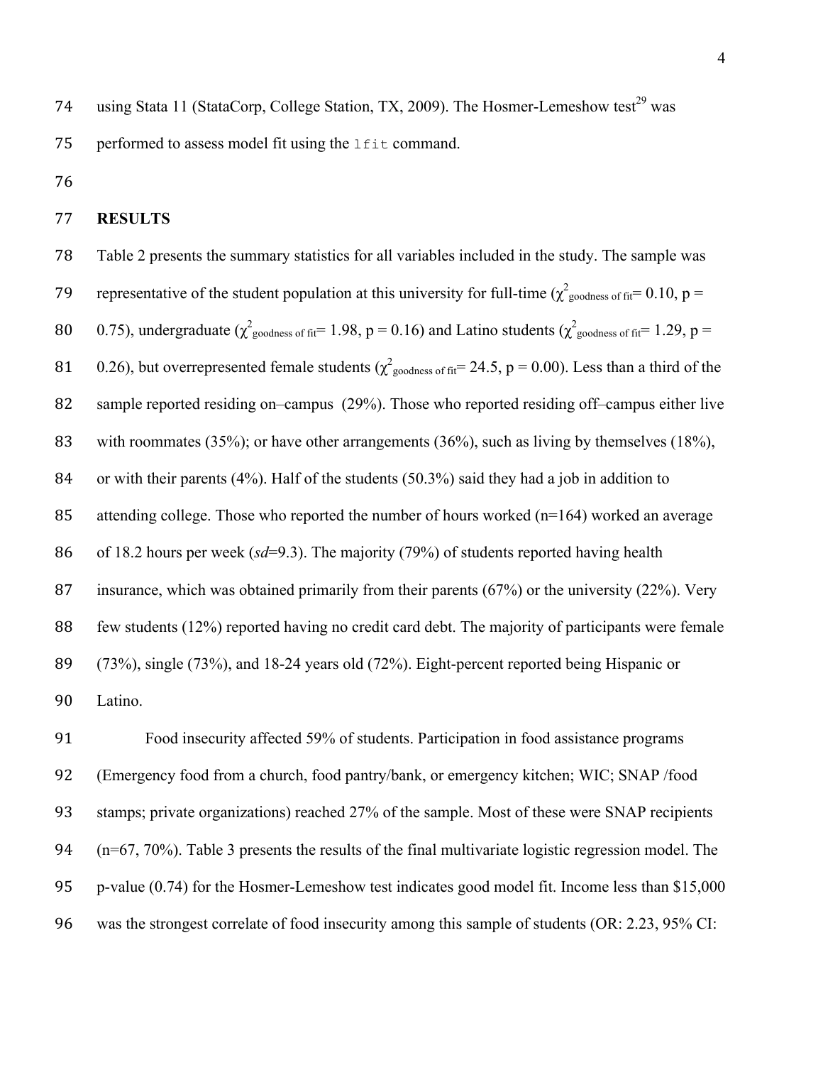using Stata 11 (StataCorp, College Station, TX, 2009). The Hosmer-Lemeshow test[29] was performed to assess model fit using the `lfit` command.

**RESULTS**

Table 2 presents the summary statistics for all variables included in the study. The sample was representative of the student population at this university for full-time ($\chi^2_{\text{goodness of fit}} = 0.10$, p = 0.75), undergraduate ($\chi^2_{\text{goodness of fit}} = 1.98$, p = 0.16) and Latino students ($\chi^2_{\text{goodness of fit}} = 1.29$, p = 0.26), but overrepresented female students ($\chi^2_{\text{goodness of fit}} = 24.5$, p = 0.00). Less than a third of the sample reported residing on–campus (29%). Those who reported residing off–campus either live with roommates (35%); or have other arrangements (36%), such as living by themselves (18%), or with their parents (4%). Half of the students (50.3%) said they had a job in addition to attending college. Those who reported the number of hours worked (n=164) worked an average of 18.2 hours per week (*sd*=9.3). The majority (79%) of students reported having health insurance, which was obtained primarily from their parents (67%) or the university (22%). Very few students (12%) reported having no credit card debt. The majority of participants were female (73%), single (73%), and 18-24 years old (72%). Eight-percent reported being Hispanic or Latino.

Food insecurity affected 59% of students. Participation in food assistance programs (Emergency food from a church, food pantry/bank, or emergency kitchen; WIC; SNAP /food stamps; private organizations) reached 27% of the sample. Most of these were SNAP recipients (n=67, 70%). Table 3 presents the results of the final multivariate logistic regression model. The p-value (0.74) for the Hosmer-Lemeshow test indicates good model fit. Income less than $15,000 was the strongest correlate of food insecurity among this sample of students (OR: 2.23, 95% CI: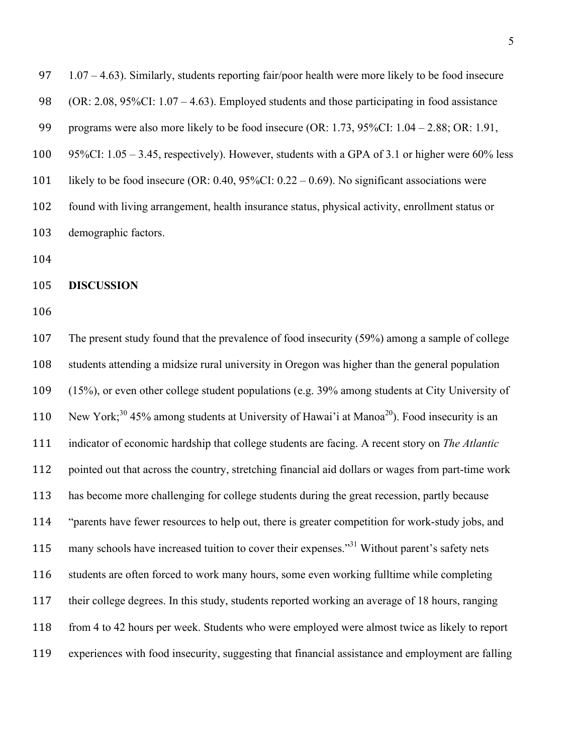1.07 – 4.63). Similarly, students reporting fair/poor health were more likely to be food insecure (OR: 2.08, 95%CI: 1.07 – 4.63). Employed students and those participating in food assistance programs were also more likely to be food insecure (OR: 1.73, 95%CI: 1.04 – 2.88; OR: 1.91, 95%CI: 1.05 – 3.45, respectively). However, students with a GPA of 3.1 or higher were 60% less likely to be food insecure (OR: 0.40, 95%CI: 0.22 – 0.69). No significant associations were found with living arrangement, health insurance status, physical activity, enrollment status or demographic factors.

## DISCUSSION

The present study found that the prevalence of food insecurity (59%) among a sample of college students attending a midsize rural university in Oregon was higher than the general population (15%), or even other college student populations (e.g. 39% among students at City University of New York;[30] 45% among students at University of Hawai'i at Manoa[20]). Food insecurity is an indicator of economic hardship that college students are facing. A recent story on *The Atlantic* pointed out that across the country, stretching financial aid dollars or wages from part-time work has become more challenging for college students during the great recession, partly because "parents have fewer resources to help out, there is greater competition for work-study jobs, and many schools have increased tuition to cover their expenses."[31] Without parent's safety nets students are often forced to work many hours, some even working fulltime while completing their college degrees. In this study, students reported working an average of 18 hours, ranging from 4 to 42 hours per week. Students who were employed were almost twice as likely to report experiences with food insecurity, suggesting that financial assistance and employment are falling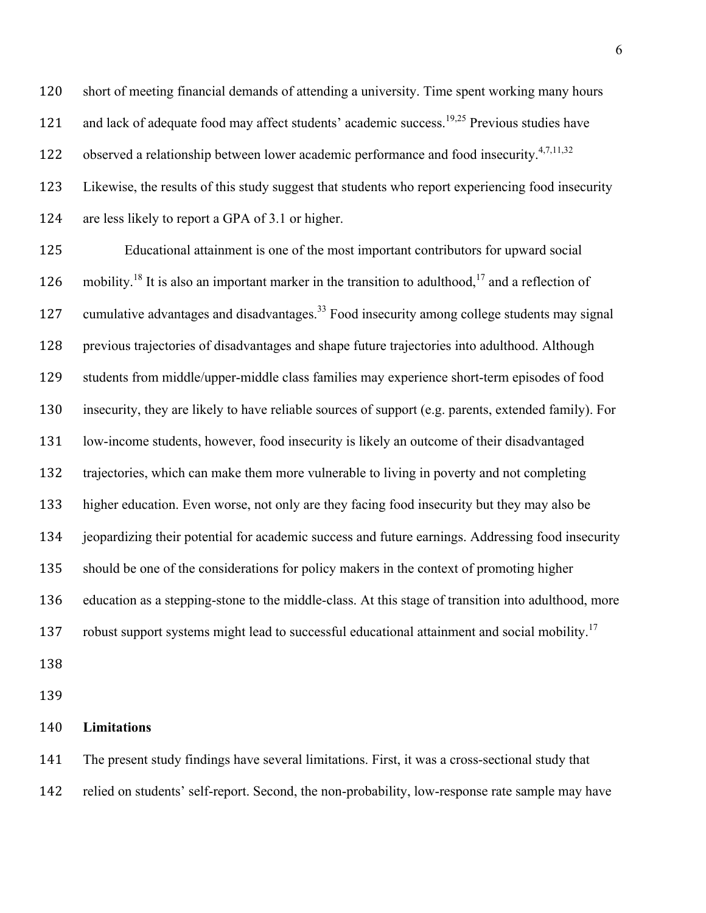short of meeting financial demands of attending a university. Time spent working many hours and lack of adequate food may affect students' academic success.[19,25] Previous studies have observed a relationship between lower academic performance and food insecurity.[4,7,11,32] Likewise, the results of this study suggest that students who report experiencing food insecurity are less likely to report a GPA of 3.1 or higher.

Educational attainment is one of the most important contributors for upward social mobility.[18] It is also an important marker in the transition to adulthood,[17] and a reflection of cumulative advantages and disadvantages.[33] Food insecurity among college students may signal previous trajectories of disadvantages and shape future trajectories into adulthood. Although students from middle/upper-middle class families may experience short-term episodes of food insecurity, they are likely to have reliable sources of support (e.g. parents, extended family). For low-income students, however, food insecurity is likely an outcome of their disadvantaged trajectories, which can make them more vulnerable to living in poverty and not completing higher education. Even worse, not only are they facing food insecurity but they may also be jeopardizing their potential for academic success and future earnings. Addressing food insecurity should be one of the considerations for policy makers in the context of promoting higher education as a stepping-stone to the middle-class. At this stage of transition into adulthood, more robust support systems might lead to successful educational attainment and social mobility.[17]

## Limitations

The present study findings have several limitations. First, it was a cross-sectional study that relied on students' self-report. Second, the non-probability, low-response rate sample may have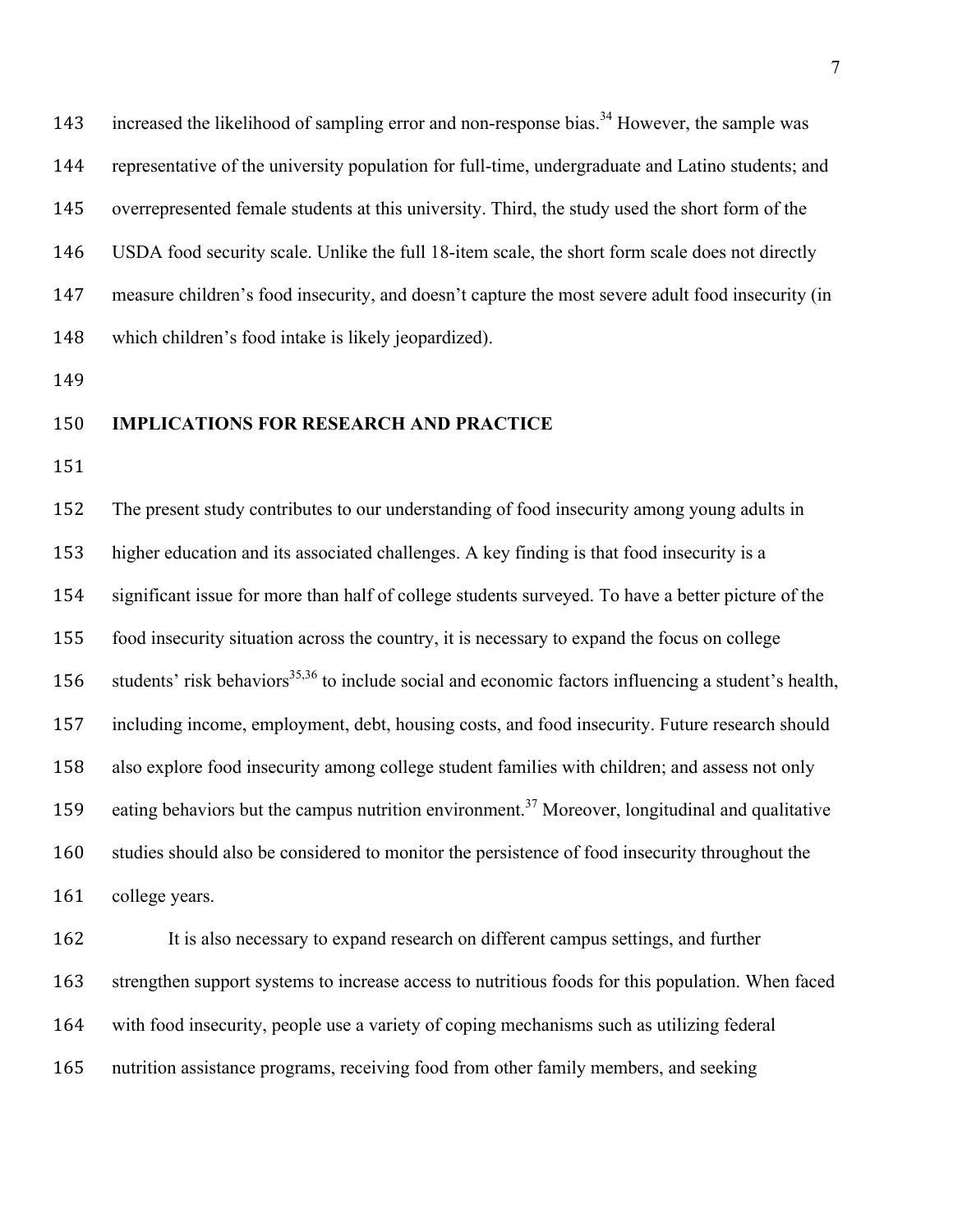increased the likelihood of sampling error and non-response bias.[34] However, the sample was representative of the university population for full-time, undergraduate and Latino students; and overrepresented female students at this university. Third, the study used the short form of the USDA food security scale. Unlike the full 18-item scale, the short form scale does not directly measure children's food insecurity, and doesn't capture the most severe adult food insecurity (in which children's food intake is likely jeopardized).

## IMPLICATIONS FOR RESEARCH AND PRACTICE

The present study contributes to our understanding of food insecurity among young adults in higher education and its associated challenges. A key finding is that food insecurity is a significant issue for more than half of college students surveyed. To have a better picture of the food insecurity situation across the country, it is necessary to expand the focus on college students' risk behaviors[35,36] to include social and economic factors influencing a student's health, including income, employment, debt, housing costs, and food insecurity. Future research should also explore food insecurity among college student families with children; and assess not only eating behaviors but the campus nutrition environment.[37] Moreover, longitudinal and qualitative studies should also be considered to monitor the persistence of food insecurity throughout the college years.

It is also necessary to expand research on different campus settings, and further strengthen support systems to increase access to nutritious foods for this population. When faced with food insecurity, people use a variety of coping mechanisms such as utilizing federal nutrition assistance programs, receiving food from other family members, and seeking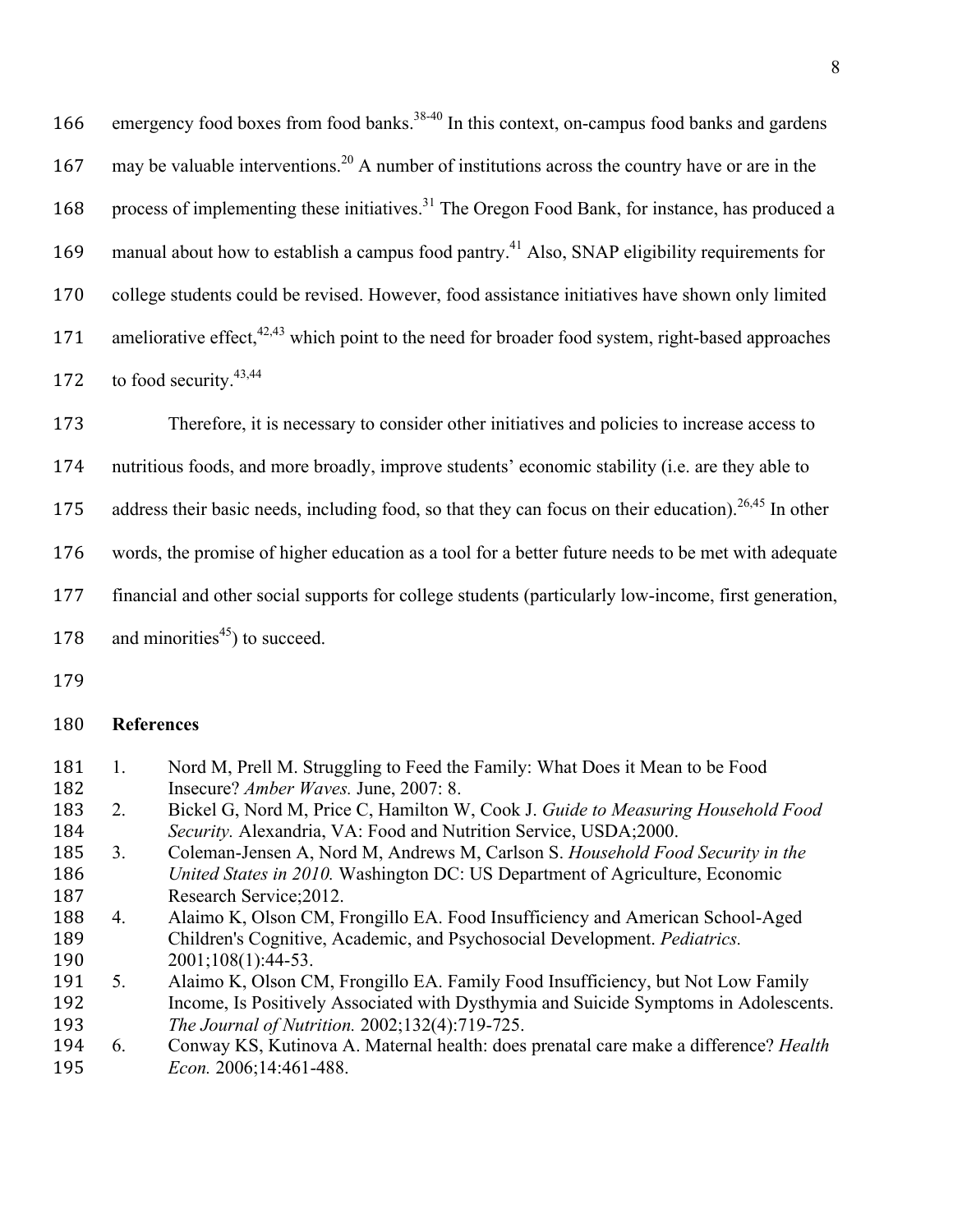emergency food boxes from food banks.[38-40] In this context, on-campus food banks and gardens may be valuable interventions.[20] A number of institutions across the country have or are in the process of implementing these initiatives.[31] The Oregon Food Bank, for instance, has produced a manual about how to establish a campus food pantry.[41] Also, SNAP eligibility requirements for college students could be revised. However, food assistance initiatives have shown only limited ameliorative effect,[42,43] which point to the need for broader food system, right-based approaches to food security.[43,44]

Therefore, it is necessary to consider other initiatives and policies to increase access to nutritious foods, and more broadly, improve students' economic stability (i.e. are they able to address their basic needs, including food, so that they can focus on their education).[26,45] In other words, the promise of higher education as a tool for a better future needs to be met with adequate financial and other social supports for college students (particularly low-income, first generation, and minorities[45]) to succeed.

## References

1. Nord M, Prell M. Struggling to Feed the Family: What Does it Mean to be Food Insecure? *Amber Waves.* June, 2007: 8.
2. Bickel G, Nord M, Price C, Hamilton W, Cook J. *Guide to Measuring Household Food Security.* Alexandria, VA: Food and Nutrition Service, USDA;2000.
3. Coleman-Jensen A, Nord M, Andrews M, Carlson S. *Household Food Security in the United States in 2010.* Washington DC: US Department of Agriculture, Economic Research Service;2012.
4. Alaimo K, Olson CM, Frongillo EA. Food Insufficiency and American School-Aged Children's Cognitive, Academic, and Psychosocial Development. *Pediatrics.* 2001;108(1):44-53.
5. Alaimo K, Olson CM, Frongillo EA. Family Food Insufficiency, but Not Low Family Income, Is Positively Associated with Dysthymia and Suicide Symptoms in Adolescents. *The Journal of Nutrition.* 2002;132(4):719-725.
6. Conway KS, Kutinova A. Maternal health: does prenatal care make a difference? *Health Econ.* 2006;14:461-488.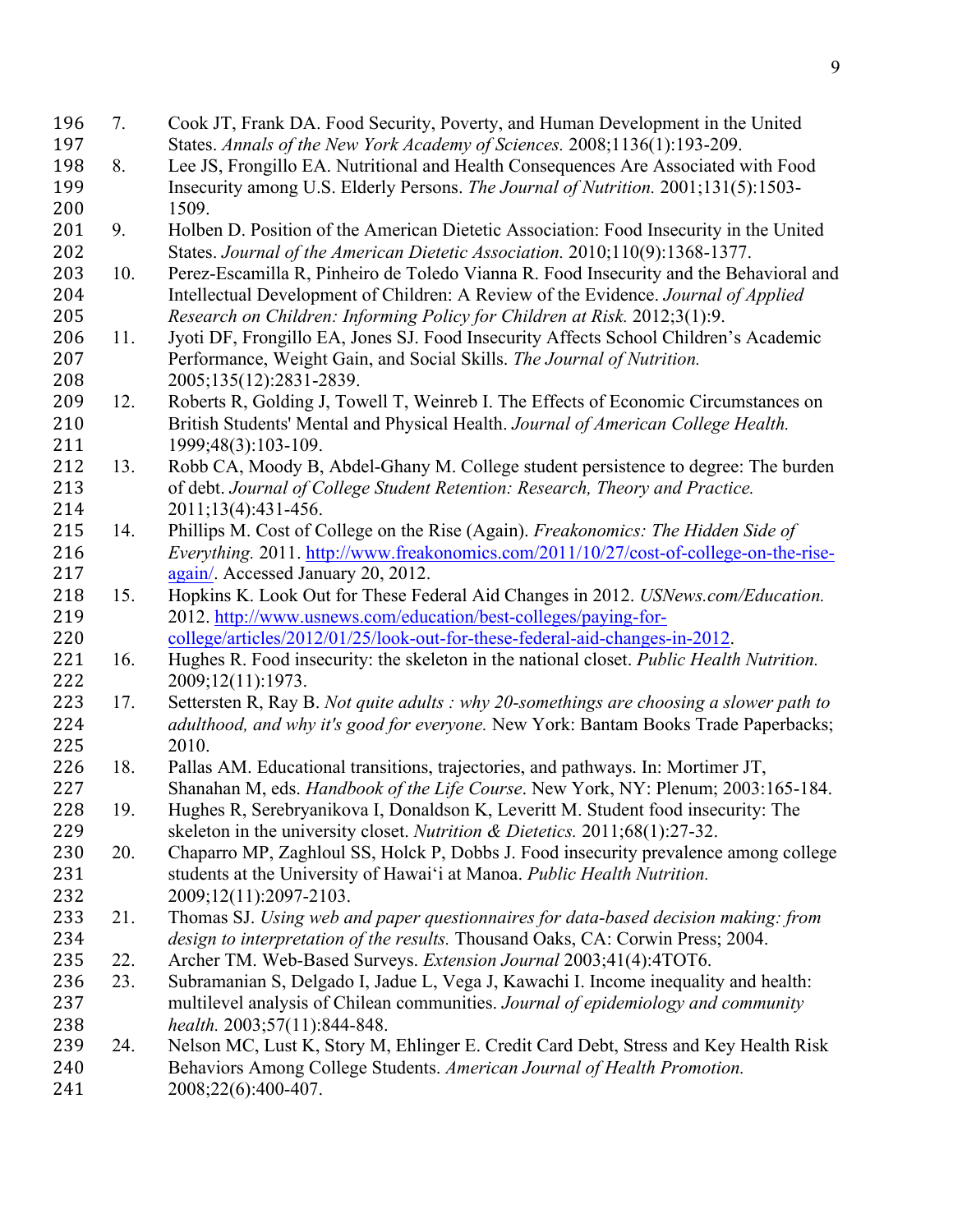7. Cook JT, Frank DA. Food Security, Poverty, and Human Development in the United States. *Annals of the New York Academy of Sciences.* 2008;1136(1):193-209.
8. Lee JS, Frongillo EA. Nutritional and Health Consequences Are Associated with Food Insecurity among U.S. Elderly Persons. *The Journal of Nutrition.* 2001;131(5):1503-1509.
9. Holben D. Position of the American Dietetic Association: Food Insecurity in the United States. *Journal of the American Dietetic Association.* 2010;110(9):1368-1377.
10. Perez-Escamilla R, Pinheiro de Toledo Vianna R. Food Insecurity and the Behavioral and Intellectual Development of Children: A Review of the Evidence. *Journal of Applied Research on Children: Informing Policy for Children at Risk.* 2012;3(1):9.
11. Jyoti DF, Frongillo EA, Jones SJ. Food Insecurity Affects School Children's Academic Performance, Weight Gain, and Social Skills. *The Journal of Nutrition.* 2005;135(12):2831-2839.
12. Roberts R, Golding J, Towell T, Weinreb I. The Effects of Economic Circumstances on British Students' Mental and Physical Health. *Journal of American College Health.* 1999;48(3):103-109.
13. Robb CA, Moody B, Abdel-Ghany M. College student persistence to degree: The burden of debt. *Journal of College Student Retention: Research, Theory and Practice.* 2011;13(4):431-456.
14. Phillips M. Cost of College on the Rise (Again). *Freakonomics: The Hidden Side of Everything.* 2011. http://www.freakonomics.com/2011/10/27/cost-of-college-on-the-rise-again/. Accessed January 20, 2012.
15. Hopkins K. Look Out for These Federal Aid Changes in 2012. *USNews.com/Education.* 2012. http://www.usnews.com/education/best-colleges/paying-for-college/articles/2012/01/25/look-out-for-these-federal-aid-changes-in-2012.
16. Hughes R. Food insecurity: the skeleton in the national closet. *Public Health Nutrition.* 2009;12(11):1973.
17. Settersten R, Ray B. *Not quite adults : why 20-somethings are choosing a slower path to adulthood, and why it's good for everyone.* New York: Bantam Books Trade Paperbacks; 2010.
18. Pallas AM. Educational transitions, trajectories, and pathways. In: Mortimer JT, Shanahan M, eds. *Handbook of the Life Course*. New York, NY: Plenum; 2003:165-184.
19. Hughes R, Serebryanikova I, Donaldson K, Leveritt M. Student food insecurity: The skeleton in the university closet. *Nutrition & Dietetics.* 2011;68(1):27-32.
20. Chaparro MP, Zaghloul SS, Holck P, Dobbs J. Food insecurity prevalence among college students at the University of Hawai'i at Manoa. *Public Health Nutrition.* 2009;12(11):2097-2103.
21. Thomas SJ. *Using web and paper questionnaires for data-based decision making: from design to interpretation of the results.* Thousand Oaks, CA: Corwin Press; 2004.
22. Archer TM. Web-Based Surveys. *Extension Journal* 2003;41(4):4TOT6.
23. Subramanian S, Delgado I, Jadue L, Vega J, Kawachi I. Income inequality and health: multilevel analysis of Chilean communities. *Journal of epidemiology and community health.* 2003;57(11):844-848.
24. Nelson MC, Lust K, Story M, Ehlinger E. Credit Card Debt, Stress and Key Health Risk Behaviors Among College Students. *American Journal of Health Promotion.* 2008;22(6):400-407.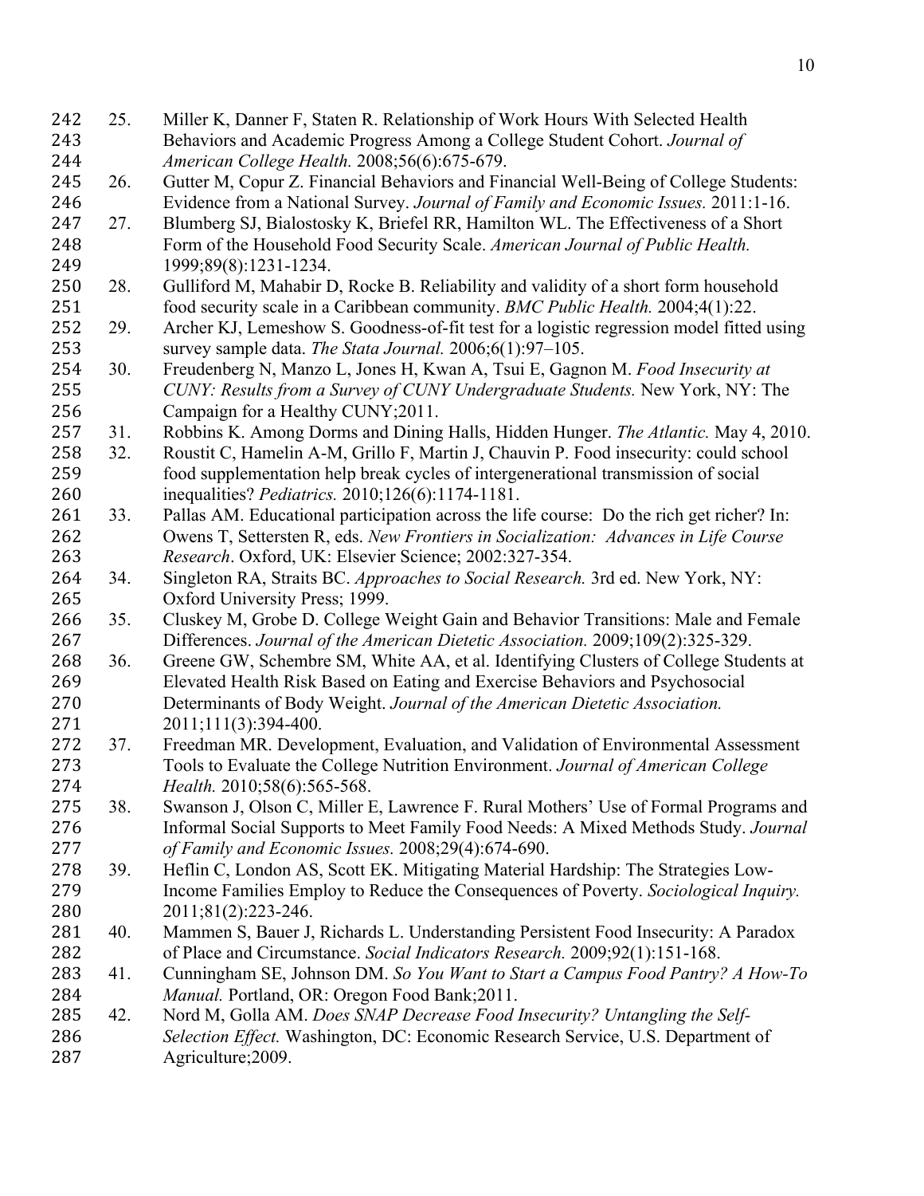25. Miller K, Danner F, Staten R. Relationship of Work Hours With Selected Health Behaviors and Academic Progress Among a College Student Cohort. *Journal of American College Health.* 2008;56(6):675-679.
26. Gutter M, Copur Z. Financial Behaviors and Financial Well-Being of College Students: Evidence from a National Survey. *Journal of Family and Economic Issues.* 2011:1-16.
27. Blumberg SJ, Bialostosky K, Briefel RR, Hamilton WL. The Effectiveness of a Short Form of the Household Food Security Scale. *American Journal of Public Health.* 1999;89(8):1231-1234.
28. Gulliford M, Mahabir D, Rocke B. Reliability and validity of a short form household food security scale in a Caribbean community. *BMC Public Health.* 2004;4(1):22.
29. Archer KJ, Lemeshow S. Goodness-of-fit test for a logistic regression model fitted using survey sample data. *The Stata Journal.* 2006;6(1):97–105.
30. Freudenberg N, Manzo L, Jones H, Kwan A, Tsui E, Gagnon M. *Food Insecurity at CUNY: Results from a Survey of CUNY Undergraduate Students.* New York, NY: The Campaign for a Healthy CUNY;2011.
31. Robbins K. Among Dorms and Dining Halls, Hidden Hunger. *The Atlantic.* May 4, 2010.
32. Roustit C, Hamelin A-M, Grillo F, Martin J, Chauvin P. Food insecurity: could school food supplementation help break cycles of intergenerational transmission of social inequalities? *Pediatrics.* 2010;126(6):1174-1181.
33. Pallas AM. Educational participation across the life course: Do the rich get richer? In: Owens T, Settersten R, eds. *New Frontiers in Socialization: Advances in Life Course Research*. Oxford, UK: Elsevier Science; 2002:327-354.
34. Singleton RA, Straits BC. *Approaches to Social Research.* 3rd ed. New York, NY: Oxford University Press; 1999.
35. Cluskey M, Grobe D. College Weight Gain and Behavior Transitions: Male and Female Differences. *Journal of the American Dietetic Association.* 2009;109(2):325-329.
36. Greene GW, Schembre SM, White AA, et al. Identifying Clusters of College Students at Elevated Health Risk Based on Eating and Exercise Behaviors and Psychosocial Determinants of Body Weight. *Journal of the American Dietetic Association.* 2011;111(3):394-400.
37. Freedman MR. Development, Evaluation, and Validation of Environmental Assessment Tools to Evaluate the College Nutrition Environment. *Journal of American College Health.* 2010;58(6):565-568.
38. Swanson J, Olson C, Miller E, Lawrence F. Rural Mothers' Use of Formal Programs and Informal Social Supports to Meet Family Food Needs: A Mixed Methods Study. *Journal of Family and Economic Issues.* 2008;29(4):674-690.
39. Heflin C, London AS, Scott EK. Mitigating Material Hardship: The Strategies Low-Income Families Employ to Reduce the Consequences of Poverty. *Sociological Inquiry.* 2011;81(2):223-246.
40. Mammen S, Bauer J, Richards L. Understanding Persistent Food Insecurity: A Paradox of Place and Circumstance. *Social Indicators Research.* 2009;92(1):151-168.
41. Cunningham SE, Johnson DM. *So You Want to Start a Campus Food Pantry? A How-To Manual.* Portland, OR: Oregon Food Bank;2011.
42. Nord M, Golla AM. *Does SNAP Decrease Food Insecurity? Untangling the Self-Selection Effect.* Washington, DC: Economic Research Service, U.S. Department of Agriculture;2009.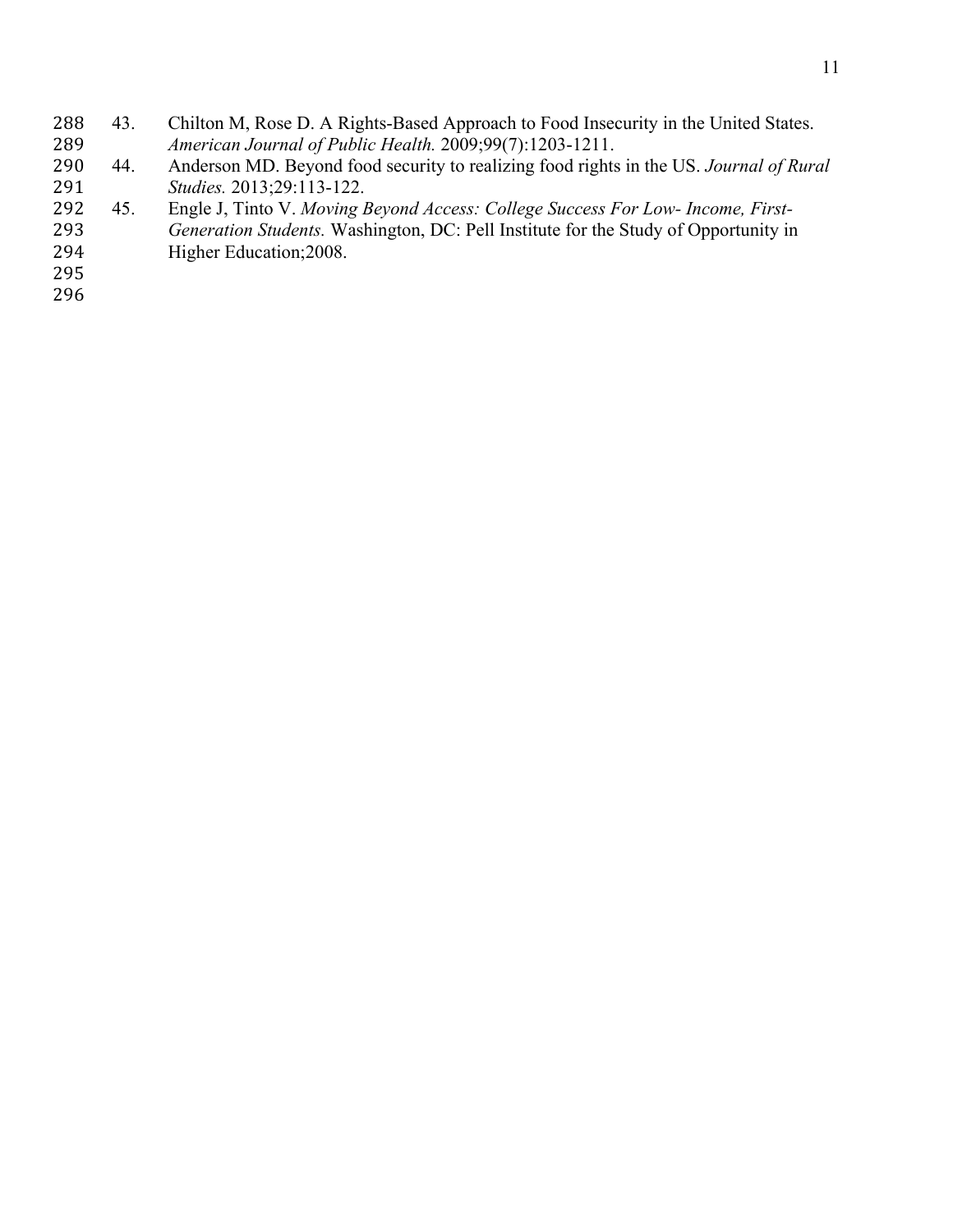43. Chilton M, Rose D. A Rights-Based Approach to Food Insecurity in the United States. *American Journal of Public Health.* 2009;99(7):1203-1211.
44. Anderson MD. Beyond food security to realizing food rights in the US. *Journal of Rural Studies.* 2013;29:113-122.
45. Engle J, Tinto V. *Moving Beyond Access: College Success For Low- Income, First-Generation Students.* Washington, DC: Pell Institute for the Study of Opportunity in Higher Education;2008.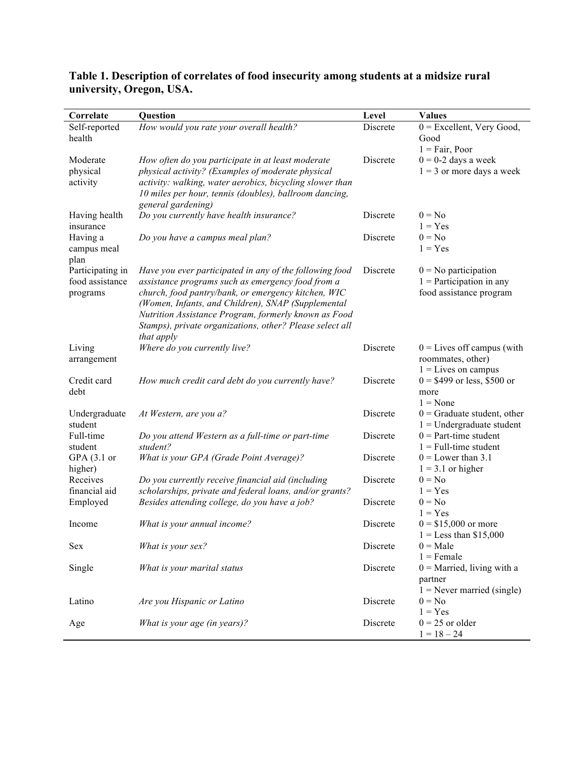**Table 1. Description of correlates of food insecurity among students at a midsize rural university, Oregon, USA.**

| Correlate | Question | Level | Values |
|---|---|---|---|
| Self-reported health | *How would you rate your overall health?* | Discrete | 0 = Excellent, Very Good, Good<br>1 = Fair, Poor |
| Moderate physical activity | *How often do you participate in at least moderate physical activity? (Examples of moderate physical activity: walking, water aerobics, bicycling slower than 10 miles per hour, tennis (doubles), ballroom dancing, general gardening)* | Discrete | 0 = 0-2 days a week<br>1 = 3 or more days a week |
| Having health insurance | *Do you currently have health insurance?* | Discrete | 0 = No<br>1 = Yes |
| Having a campus meal plan | *Do you have a campus meal plan?* | Discrete | 0 = No<br>1 = Yes |
| Participating in food assistance programs | *Have you ever participated in any of the following food assistance programs such as emergency food from a church, food pantry/bank, or emergency kitchen, WIC (Women, Infants, and Children), SNAP (Supplemental Nutrition Assistance Program, formerly known as Food Stamps), private organizations, other? Please select all that apply* | Discrete | 0 = No participation<br>1 = Participation in any food assistance program |
| Living arrangement | *Where do you currently live?* | Discrete | 0 = Lives off campus (with roommates, other)<br>1 = Lives on campus |
| Credit card debt | *How much credit card debt do you currently have?* | Discrete | 0 = $499 or less, $500 or more<br>1 = None |
| Undergraduate student | *At Western, are you a?* | Discrete | 0 = Graduate student, other<br>1 = Undergraduate student |
| Full-time student | *Do you attend Western as a full-time or part-time student?* | Discrete | 0 = Part-time student<br>1 = Full-time student |
| GPA (3.1 or higher) | *What is your GPA (Grade Point Average)?* | Discrete | 0 = Lower than 3.1<br>1 = 3.1 or higher |
| Receives financial aid | *Do you currently receive financial aid (including scholarships, private and federal loans, and/or grants?* | Discrete | 0 = No<br>1 = Yes |
| Employed | *Besides attending college, do you have a job?* | Discrete | 0 = No<br>1 = Yes |
| Income | *What is your annual income?* | Discrete | 0 = $15,000 or more<br>1 = Less than $15,000 |
| Sex | *What is your sex?* | Discrete | 0 = Male<br>1 = Female |
| Single | *What is your marital status* | Discrete | 0 = Married, living with a partner<br>1 = Never married (single) |
| Latino | *Are you Hispanic or Latino* | Discrete | 0 = No<br>1 = Yes |
| Age | *What is your age (in years)?* | Discrete | 0 = 25 or older<br>1 = 18 – 24 |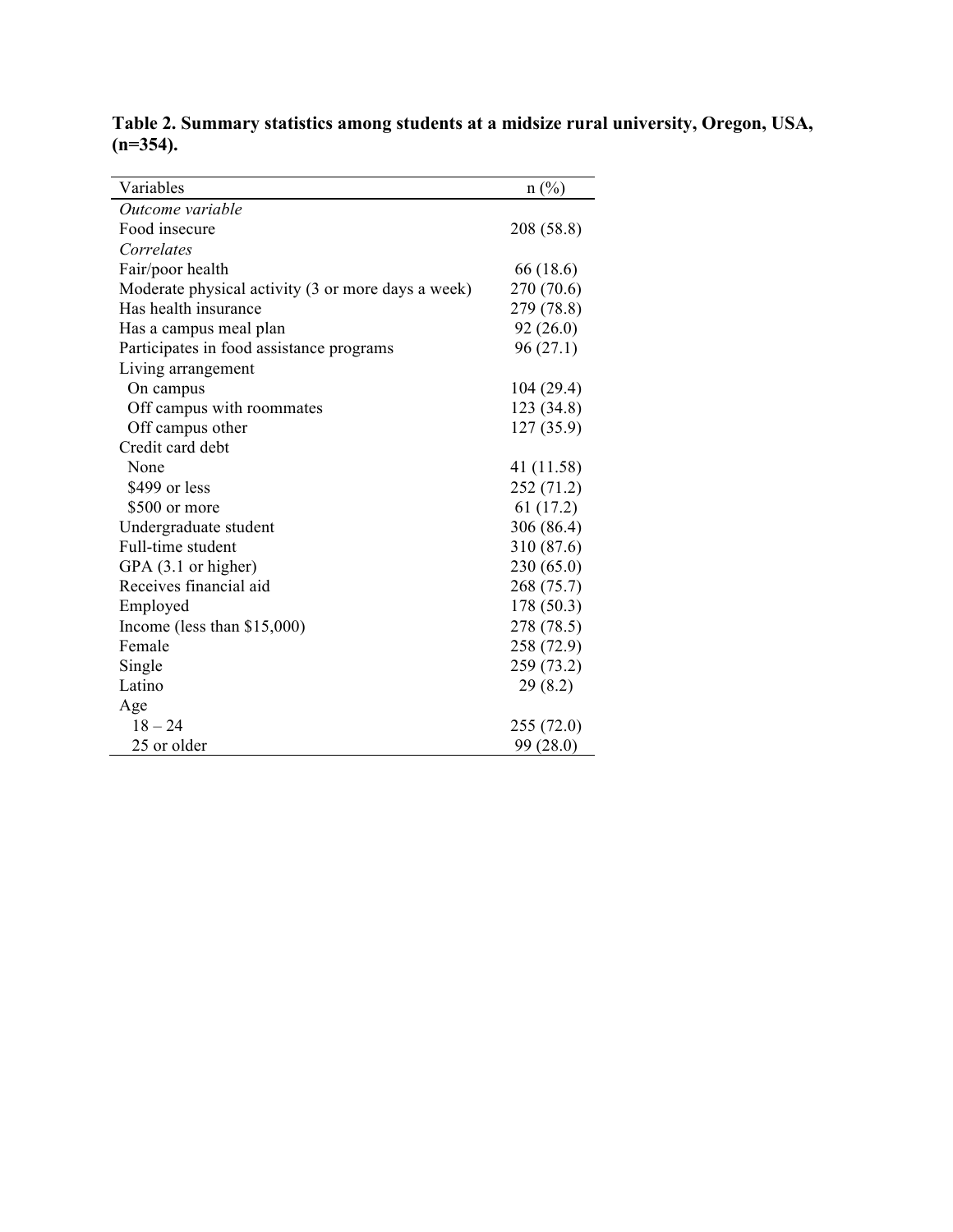**Table 2. Summary statistics among students at a midsize rural university, Oregon, USA, (n=354).**

| Variables | n (%) |
|---|---|
| *Outcome variable* | |
| Food insecure | 208 (58.8) |
| *Correlates* | |
| Fair/poor health | 66 (18.6) |
| Moderate physical activity (3 or more days a week) | 270 (70.6) |
| Has health insurance | 279 (78.8) |
| Has a campus meal plan | 92 (26.0) |
| Participates in food assistance programs | 96 (27.1) |
| Living arrangement | |
| On campus | 104 (29.4) |
| Off campus with roommates | 123 (34.8) |
| Off campus other | 127 (35.9) |
| Credit card debt | |
| None | 41 (11.58) |
| $499 or less | 252 (71.2) |
| $500 or more | 61 (17.2) |
| Undergraduate student | 306 (86.4) |
| Full-time student | 310 (87.6) |
| GPA (3.1 or higher) | 230 (65.0) |
| Receives financial aid | 268 (75.7) |
| Employed | 178 (50.3) |
| Income (less than $15,000) | 278 (78.5) |
| Female | 258 (72.9) |
| Single | 259 (73.2) |
| Latino | 29 (8.2) |
| Age | |
| 18 – 24 | 255 (72.0) |
| 25 or older | 99 (28.0) |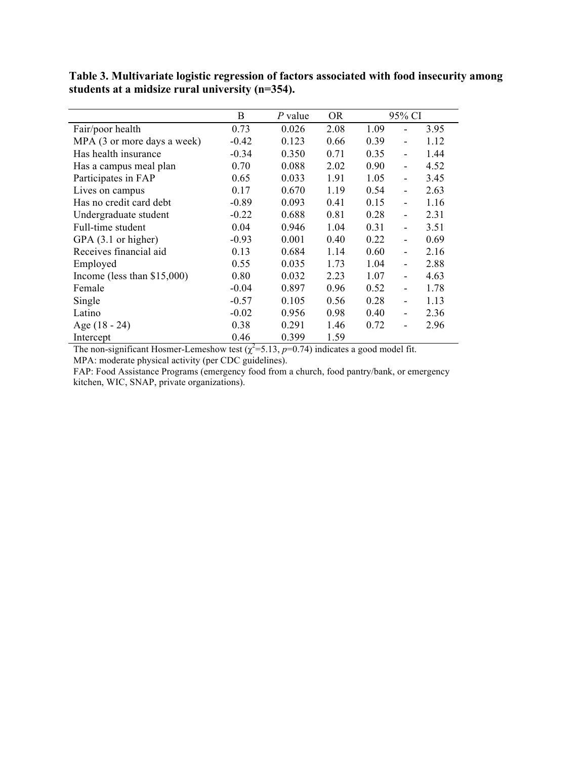**Table 3. Multivariate logistic regression of factors associated with food insecurity among students at a midsize rural university (n=354).**

| | B | *P* value | OR | 95% CI | | |
|---|---|---|---|---|---|---|
| Fair/poor health | 0.73 | 0.026 | 2.08 | 1.09 | - | 3.95 |
| MPA (3 or more days a week) | -0.42 | 0.123 | 0.66 | 0.39 | - | 1.12 |
| Has health insurance | -0.34 | 0.350 | 0.71 | 0.35 | - | 1.44 |
| Has a campus meal plan | 0.70 | 0.088 | 2.02 | 0.90 | - | 4.52 |
| Participates in FAP | 0.65 | 0.033 | 1.91 | 1.05 | - | 3.45 |
| Lives on campus | 0.17 | 0.670 | 1.19 | 0.54 | - | 2.63 |
| Has no credit card debt | -0.89 | 0.093 | 0.41 | 0.15 | - | 1.16 |
| Undergraduate student | -0.22 | 0.688 | 0.81 | 0.28 | - | 2.31 |
| Full-time student | 0.04 | 0.946 | 1.04 | 0.31 | - | 3.51 |
| GPA (3.1 or higher) | -0.93 | 0.001 | 0.40 | 0.22 | - | 0.69 |
| Receives financial aid | 0.13 | 0.684 | 1.14 | 0.60 | - | 2.16 |
| Employed | 0.55 | 0.035 | 1.73 | 1.04 | - | 2.88 |
| Income (less than $15,000) | 0.80 | 0.032 | 2.23 | 1.07 | - | 4.63 |
| Female | -0.04 | 0.897 | 0.96 | 0.52 | - | 1.78 |
| Single | -0.57 | 0.105 | 0.56 | 0.28 | - | 1.13 |
| Latino | -0.02 | 0.956 | 0.98 | 0.40 | - | 2.36 |
| Age (18 - 24) | 0.38 | 0.291 | 1.46 | 0.72 | - | 2.96 |
| Intercept | 0.46 | 0.399 | 1.59 | | | |

The non-significant Hosmer-Lemeshow test ($\chi^2$=5.13, $p$=0.74) indicates a good model fit.

MPA: moderate physical activity (per CDC guidelines).

FAP: Food Assistance Programs (emergency food from a church, food pantry/bank, or emergency kitchen, WIC, SNAP, private organizations).